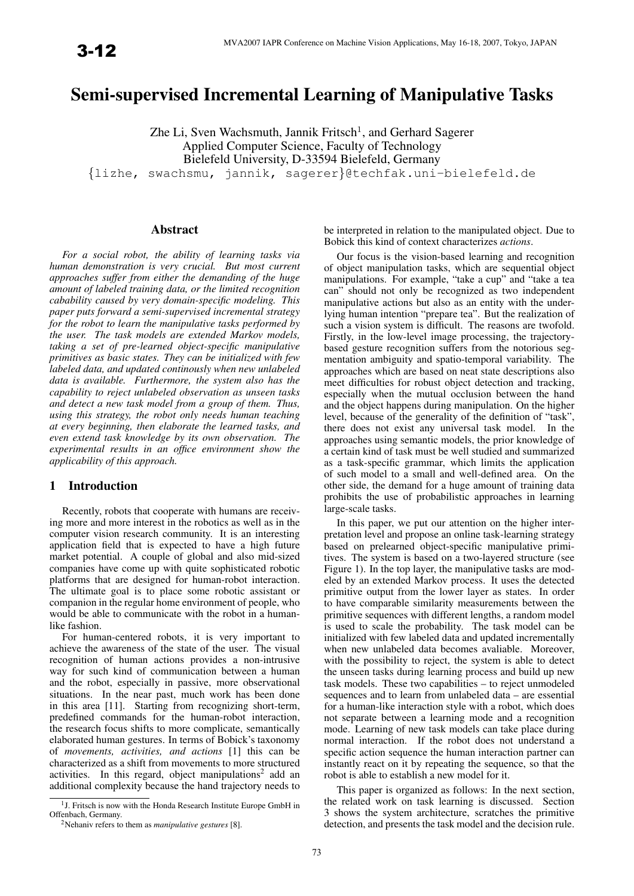# Semi-supervised Incremental Learning of Manipulative Tasks

Zhe Li, Sven Wachsmuth, Jannik Fritsch[1], and Gerhard Sagerer
Applied Computer Science, Faculty of Technology
Bielefeld University, D-33594 Bielefeld, Germany
{lizhe, swachsmu, jannik, sagerer}@techfak.uni-bielefeld.de

## Abstract

*For a social robot, the ability of learning tasks via human demonstration is very crucial. But most current approaches suffer from either the demanding of the huge amount of labeled training data, or the limited recognition cabability caused by very domain-specific modeling. This paper puts forward a semi-supervised incremental strategy for the robot to learn the manipulative tasks performed by the user. The task models are extended Markov models, taking a set of pre-learned object-specific manipulative primitives as basic states. They can be initialized with few labeled data, and updated continously when new unlabeled data is available. Furthermore, the system also has the capability to reject unlabeled observation as unseen tasks and detect a new task model from a group of them. Thus, using this strategy, the robot only needs human teaching at every beginning, then elaborate the learned tasks, and even extend task knowledge by its own observation. The experimental results in an office environment show the applicability of this approach.*

## 1 Introduction

Recently, robots that cooperate with humans are receiving more and more interest in the robotics as well as in the computer vision research community. It is an interesting application field that is expected to have a high future market potential. A couple of global and also mid-sized companies have come up with quite sophisticated robotic platforms that are designed for human-robot interaction. The ultimate goal is to place some robotic assistant or companion in the regular home environment of people, who would be able to communicate with the robot in a human-like fashion.

For human-centered robots, it is very important to achieve the awareness of the state of the user. The visual recognition of human actions provides a non-intrusive way for such kind of communication between a human and the robot, especially in passive, more observational situations. In the near past, much work has been done in this area [11]. Starting from recognizing short-term, predefined commands for the human-robot interaction, the research focus shifts to more complicate, semantically elaborated human gestures. In terms of Bobick's taxonomy of *movements, activities, and actions* [1] this can be characterized as a shift from movements to more structured activities. In this regard, object manipulations[2] add an additional complexity because the hand trajectory needs to be interpreted in relation to the manipulated object. Due to Bobick this kind of context characterizes *actions*.

Our focus is the vision-based learning and recognition of object manipulation tasks, which are sequential object manipulations. For example, "take a cup" and "take a tea can" should not only be recognized as two independent manipulative actions but also as an entity with the underlying human intention "prepare tea". But the realization of such a vision system is difficult. The reasons are twofold. Firstly, in the low-level image processing, the trajectory-based gesture recognition suffers from the notorious segmentation ambiguity and spatio-temporal variability. The approaches which are based on neat state descriptions also meet difficulties for robust object detection and tracking, especially when the mutual occlusion between the hand and the object happens during manipulation. On the higher level, because of the generality of the definition of "task", there does not exist any universal task model. In the approaches using semantic models, the prior knowledge of a certain kind of task must be well studied and summarized as a task-specific grammar, which limits the application of such model to a small and well-defined area. On the other side, the demand for a huge amount of training data prohibits the use of probabilistic approaches in learning large-scale tasks.

In this paper, we put our attention on the higher interpretation level and propose an online task-learning strategy based on prelearned object-specific manipulative primitives. The system is based on a two-layered structure (see Figure 1). In the top layer, the manipulative tasks are modeled by an extended Markov process. It uses the detected primitive output from the lower layer as states. In order to have comparable similarity measurements between the primitive sequences with different lengths, a random model is used to scale the probability. The task model can be initialized with few labeled data and updated incrementally when new unlabeled data becomes avaliable. Moreover, with the possibility to reject, the system is able to detect the unseen tasks during learning process and build up new task models. These two capabilities – to reject unmodeled sequences and to learn from unlabeled data – are essential for a human-like interaction style with a robot, which does not separate between a learning mode and a recognition mode. Learning of new task models can take place during normal interaction. If the robot does not understand a specific action sequence the human interaction partner can instantly react on it by repeating the sequence, so that the robot is able to establish a new model for it.

This paper is organized as follows: In the next section, the related work on task learning is discussed. Section 3 shows the system architecture, scratches the primitive detection, and presents the task model and the decision rule.

---

[1] J. Fritsch is now with the Honda Research Institute Europe GmbH in Offenbach, Germany.

[2] Nehaniv refers to them as *manipulative gestures* [8].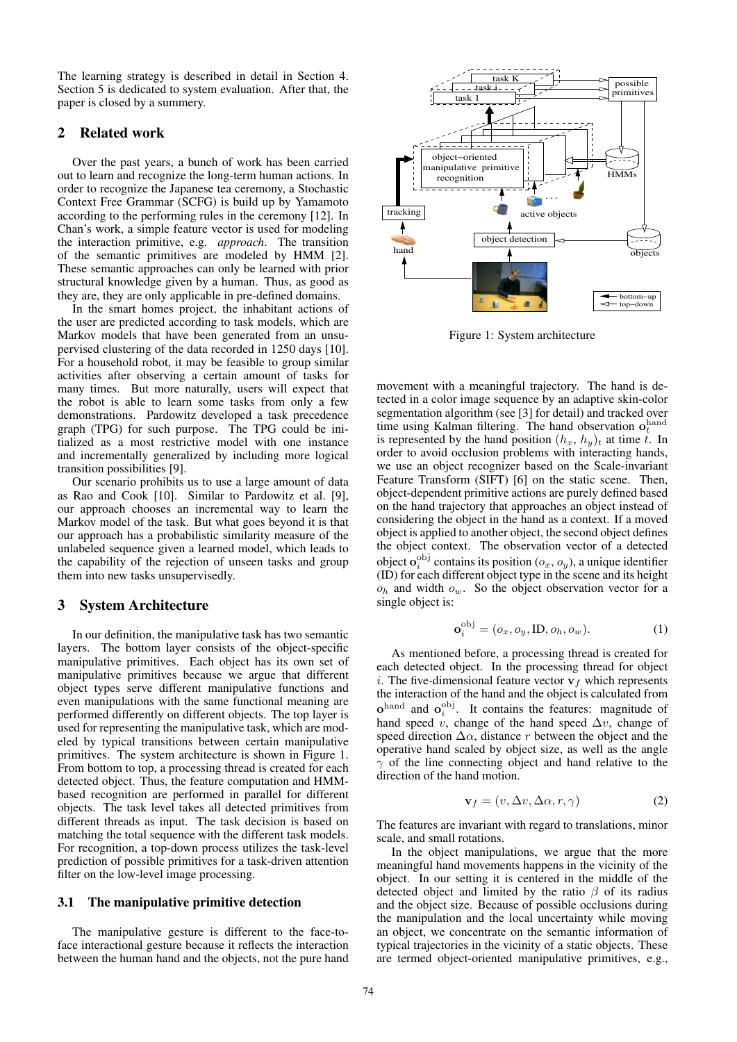The learning strategy is described in detail in Section 4. Section 5 is dedicated to system evaluation. After that, the paper is closed by a summery.

## 2 Related work

Over the past years, a bunch of work has been carried out to learn and recognize the long-term human actions. In order to recognize the Japanese tea ceremony, a Stochastic Context Free Grammar (SCFG) is build up by Yamamoto according to the performing rules in the ceremony [12]. In Chan's work, a simple feature vector is used for modeling the interaction primitive, e.g. *approach*. The transition of the semantic primitives are modeled by HMM [2]. These semantic approaches can only be learned with prior structural knowledge given by a human. Thus, as good as they are, they are only applicable in pre-defined domains.

In the smart homes project, the inhabitant actions of the user are predicted according to task models, which are Markov models that have been generated from an unsupervised clustering of the data recorded in 1250 days [10]. For a household robot, it may be feasible to group similar activities after observing a certain amount of tasks for many times. But more naturally, users will expect that the robot is able to learn some tasks from only a few demonstrations. Pardowitz developed a task precedence graph (TPG) for such purpose. The TPG could be initialized as a most restrictive model with one instance and incrementally generalized by including more logical transition possibilities [9].

Our scenario prohibits us to use a large amount of data as Rao and Cook [10]. Similar to Pardowitz et al. [9], our approach chooses an incremental way to learn the Markov model of the task. But what goes beyond it is that our approach has a probabilistic similarity measure of the unlabeled sequence given a learned model, which leads to the capability of the rejection of unseen tasks and group them into new tasks unsupervisedly.

## 3 System Architecture

In our definition, the manipulative task has two semantic layers. The bottom layer consists of the object-specific manipulative primitives. Each object has its own set of manipulative primitives because we argue that different object types serve different manipulative functions and even manipulations with the same functional meaning are performed differently on different objects. The top layer is used for representing the manipulative task, which are modeled by typical transitions between certain manipulative primitives. The system architecture is shown in Figure 1. From bottom to top, a processing thread is created for each detected object. Thus, the feature computation and HMM-based recognition are performed in parallel for different objects. The task level takes all detected primitives from different threads as input. The task decision is based on matching the total sequence with the different task models. For recognition, a top-down process utilizes the task-level prediction of possible primitives for a task-driven attention filter on the low-level image processing.

### 3.1 The manipulative primitive detection

The manipulative gesture is different to the face-to-face interactional gesture because it reflects the interaction between the human hand and the objects, not the pure hand movement with a meaningful trajectory. The hand is detected in a color image sequence by an adaptive skin-color segmentation algorithm (see [3] for detail) and tracked over time using Kalman filtering. The hand observation $\mathbf{o}_t^{\text{hand}}$ is represented by the hand position $(h_x, h_y)_t$ at time $t$. In order to avoid occlusion problems with interacting hands, we use an object recognizer based on the Scale-invariant Feature Transform (SIFT) [6] on the static scene. Then, object-dependent primitive actions are purely defined based on the hand trajectory that approaches an object instead of considering the object in the hand as a context. If a moved object is applied to another object, the second object defines the object context. The observation vector of a detected object $\mathbf{o}_i^{\text{obj}}$ contains its position $(o_x, o_y)$, a unique identifier (ID) for each different object type in the scene and its height $o_h$ and width $o_w$. So the object observation vector for a single object is:

$$\mathbf{o}_i^{\text{obj}} = (o_x, o_y, \text{ID}, o_h, o_w). \tag{1}$$

As mentioned before, a processing thread is created for each detected object. In the processing thread for object $i$. The five-dimensional feature vector $\mathbf{v}_f$ which represents the interaction of the hand and the object is calculated from $\mathbf{o}^{\text{hand}}$ and $\mathbf{o}_i^{\text{obj}}$. It contains the features: magnitude of hand speed $v$, change of the hand speed $\Delta v$, change of speed direction $\Delta\alpha$, distance $r$ between the object and the operative hand scaled by object size, as well as the angle $\gamma$ of the line connecting object and hand relative to the direction of the hand motion.

$$\mathbf{v}_f = (v, \Delta v, \Delta\alpha, r, \gamma) \tag{2}$$

The features are invariant with regard to translations, minor scale, and small rotations.

In the object manipulations, we argue that the more meaningful hand movements happens in the vicinity of the object. In our setting it is centered in the middle of the detected object and limited by the ratio $\beta$ of its radius and the object size. Because of possible occlusions during the manipulation and the local uncertainty while moving an object, we concentrate on the semantic information of typical trajectories in the vicinity of a static objects. These are termed object-oriented manipulative primitives, e.g.,

Figure 1: System architecture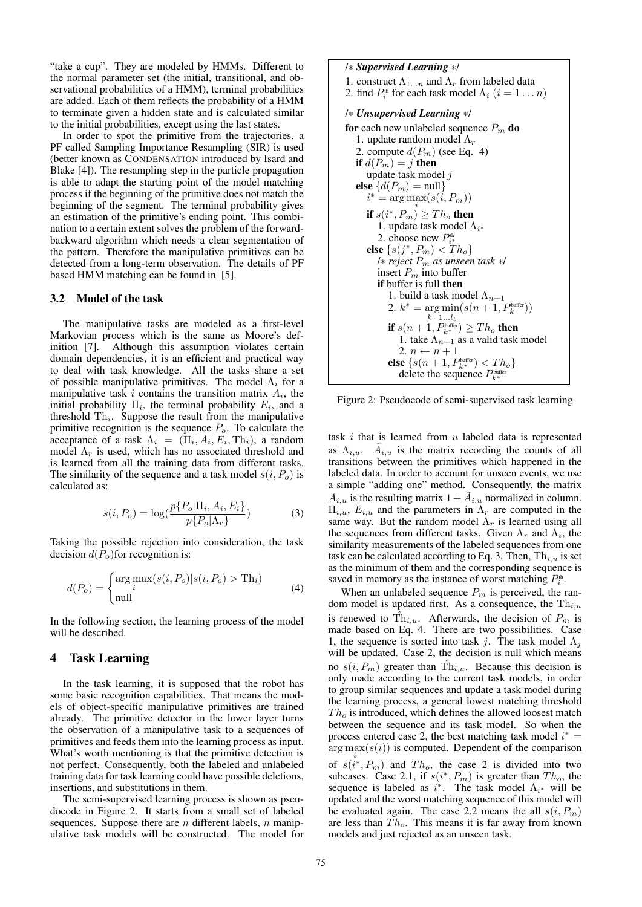"take a cup". They are modeled by HMMs. Different to the normal parameter set (the initial, transitional, and observational probabilities of a HMM), terminal probabilities are added. Each of them reflects the probability of a HMM to terminate given a hidden state and is calculated similar to the initial probabilities, except using the last states.

In order to spot the primitive from the trajectories, a PF called Sampling Importance Resampling (SIR) is used (better known as CONDENSATION introduced by Isard and Blake [4]). The resampling step in the particle propagation is able to adapt the starting point of the model matching process if the beginning of the primitive does not match the beginning of the segment. The terminal probability gives an estimation of the primitive's ending point. This combination to a certain extent solves the problem of the forward-backward algorithm which needs a clear segmentation of the pattern. Therefore the manipulative primitives can be detected from a long-term observation. The details of PF based HMM matching can be found in [5].

### 3.2 Model of the task

The manipulative tasks are modeled as a first-level Markovian process which is the same as Moore's definition [7]. Although this assumption violates certain domain dependencies, it is an efficient and practical way to deal with task knowledge. All the tasks share a set of possible manipulative primitives. The model $\Lambda_i$ for a manipulative task $i$ contains the transition matrix $A_i$, the initial probability $\Pi_i$, the terminal probability $E_i$, and a threshold $\mathrm{Th}_i$. Suppose the result from the manipulative primitive recognition is the sequence $P_o$. To calculate the acceptance of a task $\Lambda_i = (\Pi_i, A_i, E_i, \mathrm{Th}_i)$, a random model $\Lambda_r$ is used, which has no associated threshold and is learned from all the training data from different tasks. The similarity of the sequence and a task model $s(i, P_o)$ is calculated as:

$$s(i, P_o) = \log\left(\frac{p\{P_o|\Pi_i, A_i, E_i\}}{p\{P_o|\Lambda_r\}}\right) \tag{3}$$

Taking the possible rejection into consideration, the task decision $d(P_o)$for recognition is:

$$d(P_o) = \begin{cases} \arg\max\limits_i(s(i, P_o)|s(i, P_o) > \mathrm{Th}_i) \\ \text{null} \end{cases} \tag{4}$$

In the following section, the learning process of the model will be described.

## 4 Task Learning

In the task learning, it is supposed that the robot has some basic recognition capabilities. That means the models of object-specific manipulative primitives are trained already. The primitive detector in the lower layer turns the observation of a manipulative task to a sequences of primitives and feeds them into the learning process as input. What's worth mentioning is that the primitive detection is not perfect. Consequently, both the labeled and unlabeled training data for task learning could have possible deletions, insertions, and substitutions in them.

The semi-supervised learning process is shown as pseudocode in Figure 2. It starts from a small set of labeled sequences. Suppose there are $n$ different labels, $n$ manipulative task models will be constructed. The model for

```
/∗ Supervised Learning ∗/
1. construct Λ_{1...n} and Λ_r from labeled data
2. find P_i^th for each task model Λ_i (i = 1 . . . n)

/∗ Unsupervised Learning ∗/
for each new unlabeled sequence P_m do
  1. update random model Λ_r
  2. compute d(P_m) (see Eq. 4)
  if d(P_m) = j then
    update task model j
  else {d(P_m) = null}
    i* = arg max_i(s(i, P_m))
    if s(i*, P_m) ≥ Th_o then
      1. update task model Λ_{i*}
      2. choose new P_{i*}^th
    else {s(j*, P_m) < Th_o}
      /∗ reject P_m as unseen task ∗/
      insert P_m into buffer
      if buffer is full then
        1. build a task model Λ_{n+1}
        2. k* = arg min_{k=1...l_b}(s(n + 1, P_k^buffer))
        if s(n + 1, P_{k*}^buffer) ≥ Th_o then
          1. take Λ_{n+1} as a valid task model
          2. n ← n + 1
        else {s(n + 1, P_{k*}^buffer) < Th_o}
          delete the sequence P_{k*}^buffer
```

Figure 2: Pseudocode of semi-supervised task learning

task $i$ that is learned from $u$ labeled data is represented as $\Lambda_{i,u}$. $\tilde{A}_{i,u}$ is the matrix recording the counts of all transitions between the primitives which happened in the labeled data. In order to account for unseen events, we use a simple "adding one" method. Consequently, the matrix $A_{i,u}$ is the resulting matrix $1 + \tilde{A}_{i,u}$ normalized in column. $\Pi_{i,u}$, $E_{i,u}$ and the parameters in $\Lambda_r$ are computed in the same way. But the random model $\Lambda_r$ is learned using all the sequences from different tasks. Given $\Lambda_r$ and $\Lambda_i$, the similarity measurements of the labeled sequences from one task can be calculated according to Eq. 3. Then, $\mathrm{Th}_{i,u}$ is set as the minimum of them and the corresponding sequence is saved in memory as the instance of worst matching $P_i^{\text{th}}$.

When an unlabeled sequence $P_m$ is perceived, the random model is updated first. As a consequence, the $\mathrm{Th}_{i,u}$ is renewed to $\hat{\mathrm{Th}}_{i,u}$. Afterwards, the decision of $P_m$ is made based on Eq. 4. There are two possibilities. Case 1, the sequence is sorted into task $j$. The task model $\Lambda_j$ will be updated. Case 2, the decision is null which means no $s(i, P_m)$ greater than $\hat{\mathrm{Th}}_{i,u}$. Because this decision is only made according to the current task models, in order to group similar sequences and update a task model during the learning process, a general lowest matching threshold $Th_o$ is introduced, which defines the allowed loosest match between the sequence and its task model. So when the process entered case 2, the best matching task model $i^* = \arg\max\limits_i(s(i))$ is computed. Dependent of the comparison of $s(i^*, P_m)$ and $Th_o$, the case 2 is divided into two subcases. Case 2.1, if $s(i^*, P_m)$ is greater than $Th_o$, the sequence is labeled as $i^*$. The task model $\Lambda_{i^*}$ will be updated and the worst matching sequence of this model will be evaluated again. The case 2.2 means the all $s(i, P_m)$ are less than $Th_o$. This means it is far away from known models and just rejected as an unseen task.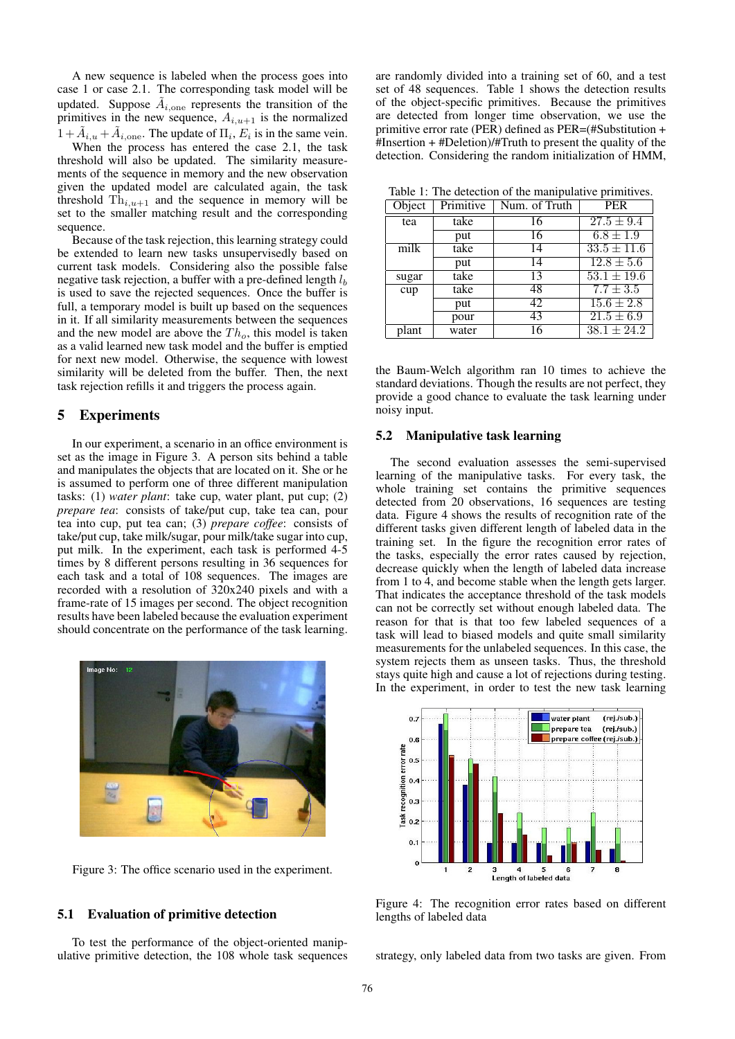A new sequence is labeled when the process goes into case 1 or case 2.1. The corresponding task model will be updated. Suppose $\tilde{A}_{i,\text{one}}$ represents the transition of the primitives in the new sequence, $A_{i,u+1}$ is the normalized $1 + \tilde{A}_{i,u} + \tilde{A}_{i,\text{one}}$. The update of $\Pi_i$, $E_i$ is in the same vein.

When the process has entered the case 2.1, the task threshold will also be updated. The similarity measurements of the sequence in memory and the new observation given the updated model are calculated again, the task threshold $\text{Th}_{i,u+1}$ and the sequence in memory will be set to the smaller matching result and the corresponding sequence.

Because of the task rejection, this learning strategy could be extended to learn new tasks unsupervisedly based on current task models. Considering also the possible false negative task rejection, a buffer with a pre-defined length $l_b$ is used to save the rejected sequences. Once the buffer is full, a temporary model is built up based on the sequences in it. If all similarity measurements between the sequences and the new model are above the $Th_o$, this model is taken as a valid learned new task model and the buffer is emptied for next new model. Otherwise, the sequence with lowest similarity will be deleted from the buffer. Then, the next task rejection refills it and triggers the process again.

## 5 Experiments

In our experiment, a scenario in an office environment is set as the image in Figure 3. A person sits behind a table and manipulates the objects that are located on it. She or he is assumed to perform one of three different manipulation tasks: (1) *water plant*: take cup, water plant, put cup; (2) *prepare tea*: consists of take/put cup, take tea can, pour tea into cup, put tea can; (3) *prepare coffee*: consists of take/put cup, take milk/sugar, pour milk/take sugar into cup, put milk. In the experiment, each task is performed 4-5 times by 8 different persons resulting in 36 sequences for each task and a total of 108 sequences. The images are recorded with a resolution of 320x240 pixels and with a frame-rate of 15 images per second. The object recognition results have been labeled because the evaluation experiment should concentrate on the performance of the task learning.

Figure 3: The office scenario used in the experiment.

### 5.1 Evaluation of primitive detection

To test the performance of the object-oriented manipulative primitive detection, the 108 whole task sequences are randomly divided into a training set of 60, and a test set of 48 sequences. Table 1 shows the detection results of the object-specific primitives. Because the primitives are detected from longer time observation, we use the primitive error rate (PER) defined as PER=(#Substitution + #Insertion + #Deletion)/#Truth to present the quality of the detection. Considering the random initialization of HMM, the Baum-Welch algorithm ran 10 times to achieve the standard deviations. Though the results are not perfect, they provide a good chance to evaluate the task learning under noisy input.

Table 1: The detection of the manipulative primitives.

| Object | Primitive | Num. of Truth | PER |
|---|---|---|---|
| tea | take | 16 | $27.5 \pm 9.4$ |
| | put | 16 | $6.8 \pm 1.9$ |
| milk | take | 14 | $33.5 \pm 11.6$ |
| | put | 14 | $12.8 \pm 5.6$ |
| sugar | take | 13 | $53.1 \pm 19.6$ |
| cup | take | 48 | $7.7 \pm 3.5$ |
| | put | 42 | $15.6 \pm 2.8$ |
| | pour | 43 | $21.5 \pm 6.9$ |
| plant | water | 16 | $38.1 \pm 24.2$ |

### 5.2 Manipulative task learning

The second evaluation assesses the semi-supervised learning of the manipulative tasks. For every task, the whole training set contains the primitive sequences detected from 20 observations, 16 sequences are testing data. Figure 4 shows the results of recognition rate of the different tasks given different length of labeled data in the training set. In the figure the recognition error rates of the tasks, especially the error rates caused by rejection, decrease quickly when the length of labeled data increase from 1 to 4, and become stable when the length gets larger. That indicates the acceptance threshold of the task models can not be correctly set without enough labeled data. The reason for that is that too few labeled sequences of a task will lead to biased models and quite small similarity measurements for the unlabeled sequences. In this case, the system rejects them as unseen tasks. Thus, the threshold stays quite high and cause a lot of rejections during testing. In the experiment, in order to test the new task learning strategy, only labeled data from two tasks are given. From

Figure 4: The recognition error rates based on different lengths of labeled data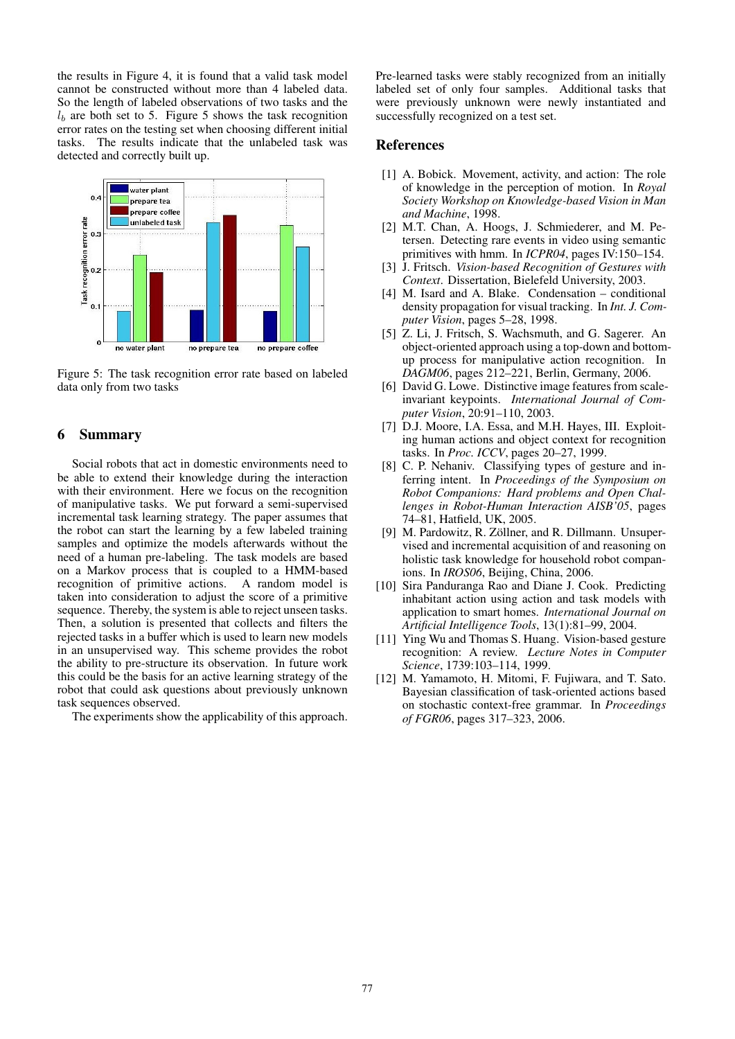the results in Figure 4, it is found that a valid task model cannot be constructed without more than 4 labeled data. So the length of labeled observations of two tasks and the $l_b$ are both set to 5. Figure 5 shows the task recognition error rates on the testing set when choosing different initial tasks. The results indicate that the unlabeled task was detected and correctly built up.

water plant
prepare tea
prepare coffee
unlabeled task

Task recognition error rate

0.4
0.3
0.2
0.1
0

no water plant
no prepare tea
no prepare coffee

Figure 5: The task recognition error rate based on labeled data only from two tasks

## 6 Summary

Social robots that act in domestic environments need to be able to extend their knowledge during the interaction with their environment. Here we focus on the recognition of manipulative tasks. We put forward a semi-supervised incremental task learning strategy. The paper assumes that the robot can start the learning by a few labeled training samples and optimize the models afterwards without the need of a human pre-labeling. The task models are based on a Markov process that is coupled to a HMM-based recognition of primitive actions. A random model is taken into consideration to adjust the score of a primitive sequence. Thereby, the system is able to reject unseen tasks. Then, a solution is presented that collects and filters the rejected tasks in a buffer which is used to learn new models in an unsupervised way. This scheme provides the robot the ability to pre-structure its observation. In future work this could be the basis for an active learning strategy of the robot that could ask questions about previously unknown task sequences observed.

The experiments show the applicability of this approach. Pre-learned tasks were stably recognized from an initially labeled set of only four samples. Additional tasks that were previously unknown were newly instantiated and successfully recognized on a test set.

## References

[1] A. Bobick. Movement, activity, and action: The role of knowledge in the perception of motion. In *Royal Society Workshop on Knowledge-based Vision in Man and Machine*, 1998.

[2] M.T. Chan, A. Hoogs, J. Schmiederer, and M. Petersen. Detecting rare events in video using semantic primitives with hmm. In *ICPR04*, pages IV:150–154.

[3] J. Fritsch. *Vision-based Recognition of Gestures with Context*. Dissertation, Bielefeld University, 2003.

[4] M. Isard and A. Blake. Condensation – conditional density propagation for visual tracking. In *Int. J. Computer Vision*, pages 5–28, 1998.

[5] Z. Li, J. Fritsch, S. Wachsmuth, and G. Sagerer. An object-oriented approach using a top-down and bottom-up process for manipulative action recognition. In *DAGM06*, pages 212–221, Berlin, Germany, 2006.

[6] David G. Lowe. Distinctive image features from scale-invariant keypoints. *International Journal of Computer Vision*, 20:91–110, 2003.

[7] D.J. Moore, I.A. Essa, and M.H. Hayes, III. Exploiting human actions and object context for recognition tasks. In *Proc. ICCV*, pages 20–27, 1999.

[8] C. P. Nehaniv. Classifying types of gesture and inferring intent. In *Proceedings of the Symposium on Robot Companions: Hard problems and Open Challenges in Robot-Human Interaction AISB'05*, pages 74–81, Hatfield, UK, 2005.

[9] M. Pardowitz, R. Zöllner, and R. Dillmann. Unsupervised and incremental acquisition of and reasoning on holistic task knowledge for household robot companions. In *IROS06*, Beijing, China, 2006.

[10] Sira Panduranga Rao and Diane J. Cook. Predicting inhabitant action using action and task models with application to smart homes. *International Journal on Artificial Intelligence Tools*, 13(1):81–99, 2004.

[11] Ying Wu and Thomas S. Huang. Vision-based gesture recognition: A review. *Lecture Notes in Computer Science*, 1739:103–114, 1999.

[12] M. Yamamoto, H. Mitomi, F. Fujiwara, and T. Sato. Bayesian classification of task-oriented actions based on stochastic context-free grammar. In *Proceedings of FGR06*, pages 317–323, 2006.